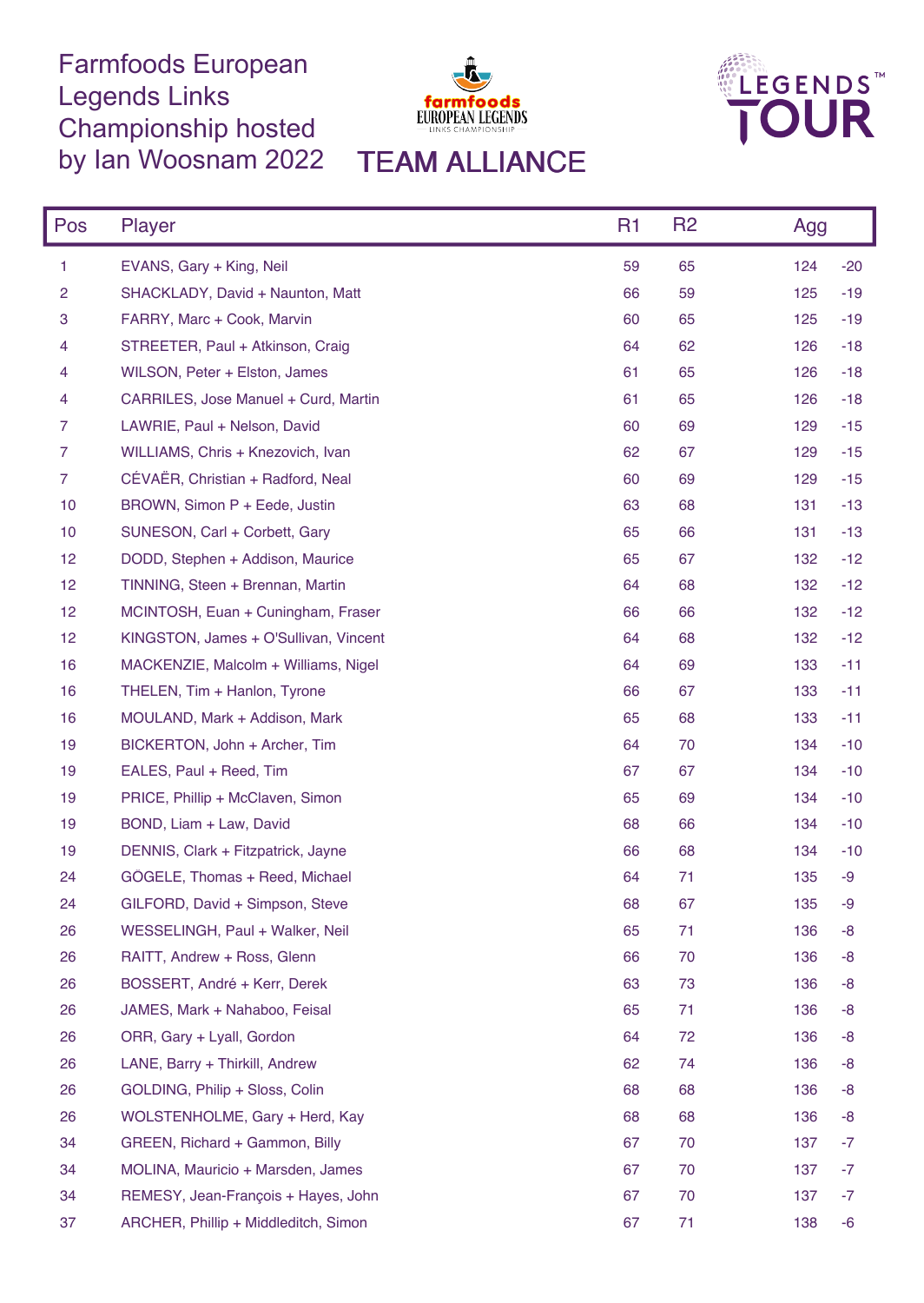# Farmfoods European Legends Links Championship hosted by Ian Woosnam 2022

farmfoods EUROPEAN LEGENDS LINKS CHAMPIONSHIP

LEGENDS TOUR™

## TEAM ALLIANCE

| Pos | Player | R1 | R2 | Agg | |
|---|---|---|---|---|---|
| 1 | EVANS, Gary + King, Neil | 59 | 65 | 124 | -20 |
| 2 | SHACKLADY, David + Naunton, Matt | 66 | 59 | 125 | -19 |
| 3 | FARRY, Marc + Cook, Marvin | 60 | 65 | 125 | -19 |
| 4 | STREETER, Paul + Atkinson, Craig | 64 | 62 | 126 | -18 |
| 4 | WILSON, Peter + Elston, James | 61 | 65 | 126 | -18 |
| 4 | CARRILES, Jose Manuel + Curd, Martin | 61 | 65 | 126 | -18 |
| 7 | LAWRIE, Paul + Nelson, David | 60 | 69 | 129 | -15 |
| 7 | WILLIAMS, Chris + Knezovich, Ivan | 62 | 67 | 129 | -15 |
| 7 | CÉVAËR, Christian + Radford, Neal | 60 | 69 | 129 | -15 |
| 10 | BROWN, Simon P + Eede, Justin | 63 | 68 | 131 | -13 |
| 10 | SUNESON, Carl + Corbett, Gary | 65 | 66 | 131 | -13 |
| 12 | DODD, Stephen + Addison, Maurice | 65 | 67 | 132 | -12 |
| 12 | TINNING, Steen + Brennan, Martin | 64 | 68 | 132 | -12 |
| 12 | MCINTOSH, Euan + Cuningham, Fraser | 66 | 66 | 132 | -12 |
| 12 | KINGSTON, James + O'Sullivan, Vincent | 64 | 68 | 132 | -12 |
| 16 | MACKENZIE, Malcolm + Williams, Nigel | 64 | 69 | 133 | -11 |
| 16 | THELEN, Tim + Hanlon, Tyrone | 66 | 67 | 133 | -11 |
| 16 | MOULAND, Mark + Addison, Mark | 65 | 68 | 133 | -11 |
| 19 | BICKERTON, John + Archer, Tim | 64 | 70 | 134 | -10 |
| 19 | EALES, Paul + Reed, Tim | 67 | 67 | 134 | -10 |
| 19 | PRICE, Phillip + McClaven, Simon | 65 | 69 | 134 | -10 |
| 19 | BOND, Liam + Law, David | 68 | 66 | 134 | -10 |
| 19 | DENNIS, Clark + Fitzpatrick, Jayne | 66 | 68 | 134 | -10 |
| 24 | GÖGELE, Thomas + Reed, Michael | 64 | 71 | 135 | -9 |
| 24 | GILFORD, David + Simpson, Steve | 68 | 67 | 135 | -9 |
| 26 | WESSELINGH, Paul + Walker, Neil | 65 | 71 | 136 | -8 |
| 26 | RAITT, Andrew + Ross, Glenn | 66 | 70 | 136 | -8 |
| 26 | BOSSERT, André + Kerr, Derek | 63 | 73 | 136 | -8 |
| 26 | JAMES, Mark + Nahaboo, Feisal | 65 | 71 | 136 | -8 |
| 26 | ORR, Gary + Lyall, Gordon | 64 | 72 | 136 | -8 |
| 26 | LANE, Barry + Thirkill, Andrew | 62 | 74 | 136 | -8 |
| 26 | GOLDING, Philip + Sloss, Colin | 68 | 68 | 136 | -8 |
| 26 | WOLSTENHOLME, Gary + Herd, Kay | 68 | 68 | 136 | -8 |
| 34 | GREEN, Richard + Gammon, Billy | 67 | 70 | 137 | -7 |
| 34 | MOLINA, Mauricio + Marsden, James | 67 | 70 | 137 | -7 |
| 34 | REMESY, Jean-François + Hayes, John | 67 | 70 | 137 | -7 |
| 37 | ARCHER, Phillip + Middleditch, Simon | 67 | 71 | 138 | -6 |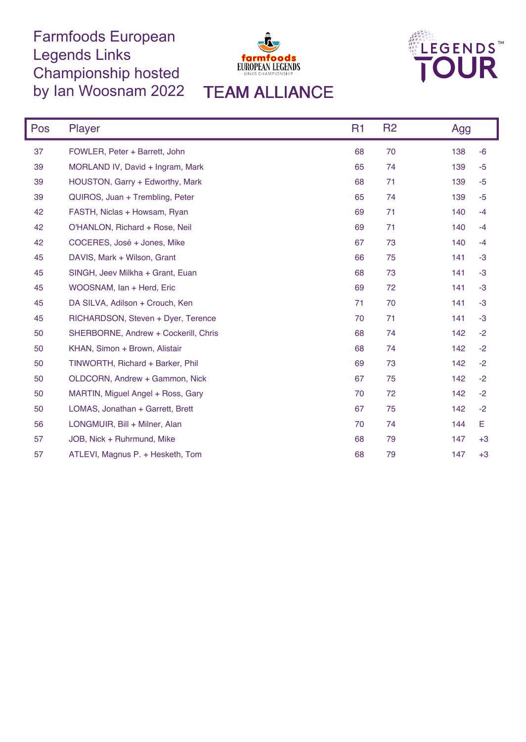# Farmfoods European Legends Links Championship hosted by Ian Woosnam 2022

## TEAM ALLIANCE

| Pos | Player | R1 | R2 | Agg | |
|---|---|---|---|---|---|
| 37 | FOWLER, Peter + Barrett, John | 68 | 70 | 138 | -6 |
| 39 | MORLAND IV, David + Ingram, Mark | 65 | 74 | 139 | -5 |
| 39 | HOUSTON, Garry + Edworthy, Mark | 68 | 71 | 139 | -5 |
| 39 | QUIROS, Juan + Trembling, Peter | 65 | 74 | 139 | -5 |
| 42 | FASTH, Niclas + Howsam, Ryan | 69 | 71 | 140 | -4 |
| 42 | O'HANLON, Richard + Rose, Neil | 69 | 71 | 140 | -4 |
| 42 | COCERES, José + Jones, Mike | 67 | 73 | 140 | -4 |
| 45 | DAVIS, Mark + Wilson, Grant | 66 | 75 | 141 | -3 |
| 45 | SINGH, Jeev Milkha + Grant, Euan | 68 | 73 | 141 | -3 |
| 45 | WOOSNAM, Ian + Herd, Eric | 69 | 72 | 141 | -3 |
| 45 | DA SILVA, Adilson + Crouch, Ken | 71 | 70 | 141 | -3 |
| 45 | RICHARDSON, Steven + Dyer, Terence | 70 | 71 | 141 | -3 |
| 50 | SHERBORNE, Andrew + Cockerill, Chris | 68 | 74 | 142 | -2 |
| 50 | KHAN, Simon + Brown, Alistair | 68 | 74 | 142 | -2 |
| 50 | TINWORTH, Richard + Barker, Phil | 69 | 73 | 142 | -2 |
| 50 | OLDCORN, Andrew + Gammon, Nick | 67 | 75 | 142 | -2 |
| 50 | MARTIN, Miguel Angel + Ross, Gary | 70 | 72 | 142 | -2 |
| 50 | LOMAS, Jonathan + Garrett, Brett | 67 | 75 | 142 | -2 |
| 56 | LONGMUIR, Bill + Milner, Alan | 70 | 74 | 144 | E |
| 57 | JOB, Nick + Ruhrmund, Mike | 68 | 79 | 147 | +3 |
| 57 | ATLEVI, Magnus P. + Hesketh, Tom | 68 | 79 | 147 | +3 |